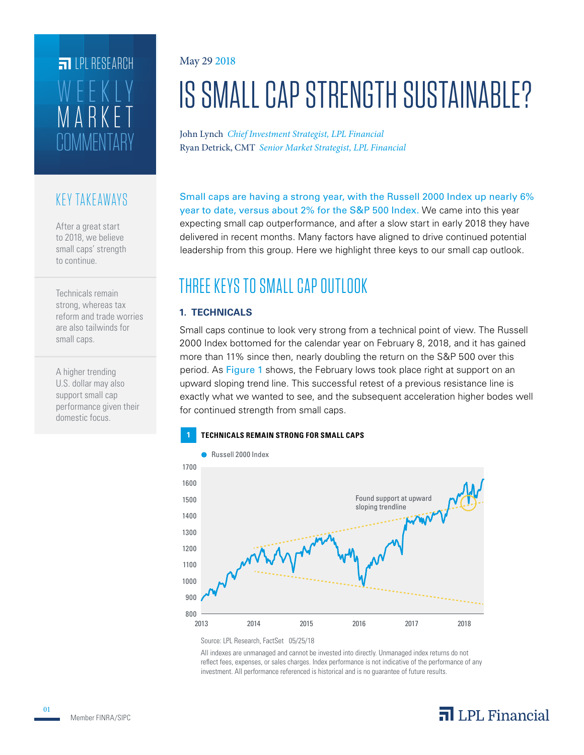LPL RESEARCH

WEEKLY MARKET COMMENTARY

May 29 2018

# IS SMALL CAP STRENGTH SUSTAINABLE?

John Lynch *Chief Investment Strategist, LPL Financial*
Ryan Detrick, CMT *Senior Market Strategist, LPL Financial*

## KEY TAKEAWAYS

After a great start to 2018, we believe small caps' strength to continue.

Technicals remain strong, whereas tax reform and trade worries are also tailwinds for small caps.

A higher trending U.S. dollar may also support small cap performance given their domestic focus.

Small caps are having a strong year, with the Russell 2000 Index up nearly 6% year to date, versus about 2% for the S&P 500 Index. We came into this year expecting small cap outperformance, and after a slow start in early 2018 they have delivered in recent months. Many factors have aligned to drive continued potential leadership from this group. Here we highlight three keys to our small cap outlook.

## THREE KEYS TO SMALL CAP OUTLOOK

### 1. TECHNICALS

Small caps continue to look very strong from a technical point of view. The Russell 2000 Index bottomed for the calendar year on February 8, 2018, and it has gained more than 11% since then, nearly doubling the return on the S&P 500 over this period. As Figure 1 shows, the February lows took place right at support on an upward sloping trend line. This successful retest of a previous resistance line is exactly what we wanted to see, and the subsequent acceleration higher bodes well for continued strength from small caps.

**1 TECHNICALS REMAIN STRONG FOR SMALL CAPS**

Russell 2000 Index

Found support at upward sloping trendline

Source: LPL Research, FactSet 05/25/18

All indexes are unmanaged and cannot be invested into directly. Unmanaged index returns do not reflect fees, expenses, or sales charges. Index performance is not indicative of the performance of any investment. All performance referenced is historical and is no guarantee of future results.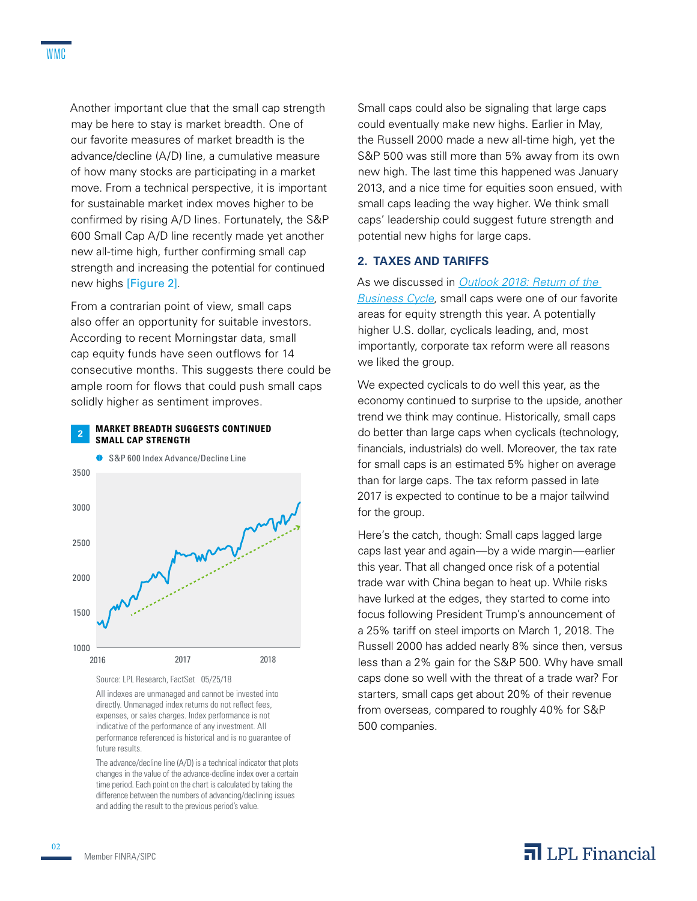Another important clue that the small cap strength may be here to stay is market breadth. One of our favorite measures of market breadth is the advance/decline (A/D) line, a cumulative measure of how many stocks are participating in a market move. From a technical perspective, it is important for sustainable market index moves higher to be confirmed by rising A/D lines. Fortunately, the S&P 600 Small Cap A/D line recently made yet another new all-time high, further confirming small cap strength and increasing the potential for continued new highs [Figure 2].

From a contrarian point of view, small caps also offer an opportunity for suitable investors. According to recent Morningstar data, small cap equity funds have seen outflows for 14 consecutive months. This suggests there could be ample room for flows that could push small caps solidly higher as sentiment improves.

**2 MARKET BREADTH SUGGESTS CONTINUED SMALL CAP STRENGTH**

S&P 600 Index Advance/Decline Line

Source: LPL Research, FactSet 05/25/18

All indexes are unmanaged and cannot be invested into directly. Unmanaged index returns do not reflect fees, expenses, or sales charges. Index performance is not indicative of the performance of any investment. All performance referenced is historical and is no guarantee of future results.

The advance/decline line (A/D) is a technical indicator that plots changes in the value of the advance-decline index over a certain time period. Each point on the chart is calculated by taking the difference between the numbers of advancing/declining issues and adding the result to the previous period's value.

Small caps could also be signaling that large caps could eventually make new highs. Earlier in May, the Russell 2000 made a new all-time high, yet the S&P 500 was still more than 5% away from its own new high. The last time this happened was January 2013, and a nice time for equities soon ensued, with small caps leading the way higher. We think small caps' leadership could suggest future strength and potential new highs for large caps.

## 2. TAXES AND TARIFFS

As we discussed in *Outlook 2018: Return of the Business Cycle*, small caps were one of our favorite areas for equity strength this year. A potentially higher U.S. dollar, cyclicals leading, and, most importantly, corporate tax reform were all reasons we liked the group.

We expected cyclicals to do well this year, as the economy continued to surprise to the upside, another trend we think may continue. Historically, small caps do better than large caps when cyclicals (technology, financials, industrials) do well. Moreover, the tax rate for small caps is an estimated 5% higher on average than for large caps. The tax reform passed in late 2017 is expected to continue to be a major tailwind for the group.

Here's the catch, though: Small caps lagged large caps last year and again—by a wide margin—earlier this year. That all changed once risk of a potential trade war with China began to heat up. While risks have lurked at the edges, they started to come into focus following President Trump's announcement of a 25% tariff on steel imports on March 1, 2018. The Russell 2000 has added nearly 8% since then, versus less than a 2% gain for the S&P 500. Why have small caps done so well with the threat of a trade war? For starters, small caps get about 20% of their revenue from overseas, compared to roughly 40% for S&P 500 companies.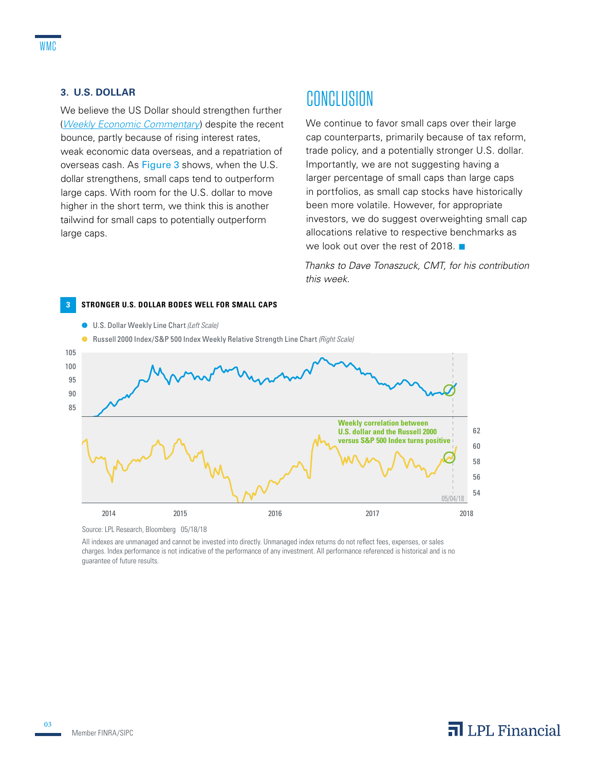### 3. U.S. DOLLAR

We believe the US Dollar should strengthen further (*Weekly Economic Commentary*) despite the recent bounce, partly because of rising interest rates, weak economic data overseas, and a repatriation of overseas cash. As Figure 3 shows, when the U.S. dollar strengthens, small caps tend to outperform large caps. With room for the U.S. dollar to move higher in the short term, we think this is another tailwind for small caps to potentially outperform large caps.

## CONCLUSION

We continue to favor small caps over their large cap counterparts, primarily because of tax reform, trade policy, and a potentially stronger U.S. dollar. Importantly, we are not suggesting having a larger percentage of small caps than large caps in portfolios, as small cap stocks have historically been more volatile. However, for appropriate investors, we do suggest overweighting small cap allocations relative to respective benchmarks as we look out over the rest of 2018. ■

*Thanks to Dave Tonaszuck, CMT, for his contribution this week.*

**3 STRONGER U.S. DOLLAR BODES WELL FOR SMALL CAPS**

- U.S. Dollar Weekly Line Chart *(Left Scale)*
- Russell 2000 Index/S&P 500 Index Weekly Relative Strength Line Chart *(Right Scale)*

Weekly correlation between U.S. dollar and the Russell 2000 versus S&P 500 Index turns positive

05/04/18

Source: LPL Research, Bloomberg 05/18/18

All indexes are unmanaged and cannot be invested into directly. Unmanaged index returns do not reflect fees, expenses, or sales charges. Index performance is not indicative of the performance of any investment. All performance referenced is historical and is no guarantee of future results.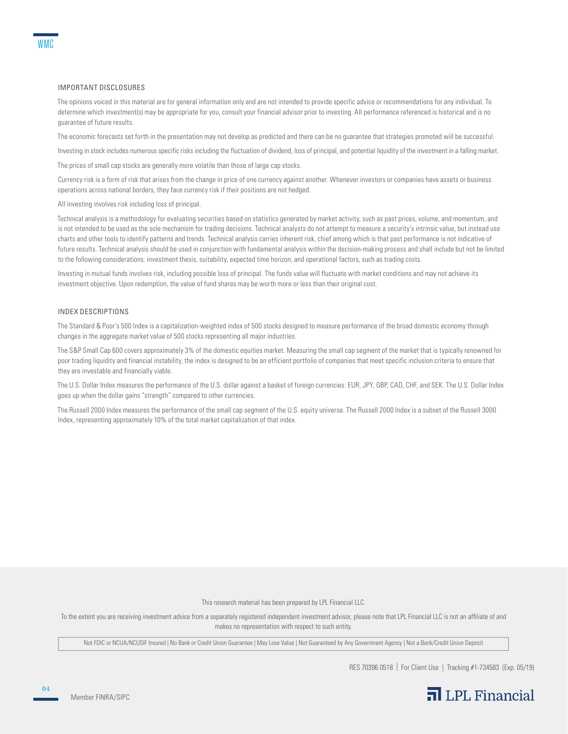## IMPORTANT DISCLOSURES

The opinions voiced in this material are for general information only and are not intended to provide specific advice or recommendations for any individual. To determine which investment(s) may be appropriate for you, consult your financial advisor prior to investing. All performance referenced is historical and is no guarantee of future results.

The economic forecasts set forth in the presentation may not develop as predicted and there can be no guarantee that strategies promoted will be successful.

Investing in stock includes numerous specific risks including the fluctuation of dividend, loss of principal, and potential liquidity of the investment in a falling market.

The prices of small cap stocks are generally more volatile than those of large cap stocks.

Currency risk is a form of risk that arises from the change in price of one currency against another. Whenever investors or companies have assets or business operations across national borders, they face currency risk if their positions are not hedged.

All investing involves risk including loss of principal.

Technical analysis is a methodology for evaluating securities based on statistics generated by market activity, such as past prices, volume, and momentum, and is not intended to be used as the sole mechanism for trading decisions. Technical analysts do not attempt to measure a security's intrinsic value, but instead use charts and other tools to identify patterns and trends. Technical analysis carries inherent risk, chief among which is that past performance is not indicative of future results. Technical analysis should be used in conjunction with fundamental analysis within the decision-making process and shall include but not be limited to the following considerations: investment thesis, suitability, expected time horizon, and operational factors, such as trading costs.

Investing in mutual funds involves risk, including possible loss of principal. The funds value will fluctuate with market conditions and may not achieve its investment objective. Upon redemption, the value of fund shares may be worth more or less than their original cost.

## INDEX DESCRIPTIONS

The Standard & Poor's 500 Index is a capitalization-weighted index of 500 stocks designed to measure performance of the broad domestic economy through changes in the aggregate market value of 500 stocks representing all major industries.

The S&P Small Cap 600 covers approximately 3% of the domestic equities market. Measuring the small cap segment of the market that is typically renowned for poor trading liquidity and financial instability, the index is designed to be an efficient portfolio of companies that meet specific inclusion criteria to ensure that they are investable and financially viable.

The U.S. Dollar Index measures the performance of the U.S. dollar against a basket of foreign currencies: EUR, JPY, GBP, CAD, CHF, and SEK. The U.S. Dollar Index goes up when the dollar gains "strength" compared to other currencies.

The Russell 2000 Index measures the performance of the small cap segment of the U.S. equity universe. The Russell 2000 Index is a subset of the Russell 3000 Index, representing approximately 10% of the total market capitalization of that index.

This research material has been prepared by LPL Financial LLC.

To the extent you are receiving investment advice from a separately registered independent investment advisor, please note that LPL Financial LLC is not an affiliate of and makes no representation with respect to such entity.

Not FDIC or NCUA/NCUSIF Insured | No Bank or Credit Union Guarantee | May Lose Value | Not Guaranteed by Any Government Agency | Not a Bank/Credit Union Deposit

RES 70396 0518 | For Client Use | Tracking #1-734583 (Exp. 05/19)

Member FINRA/SIPC

LPL Financial